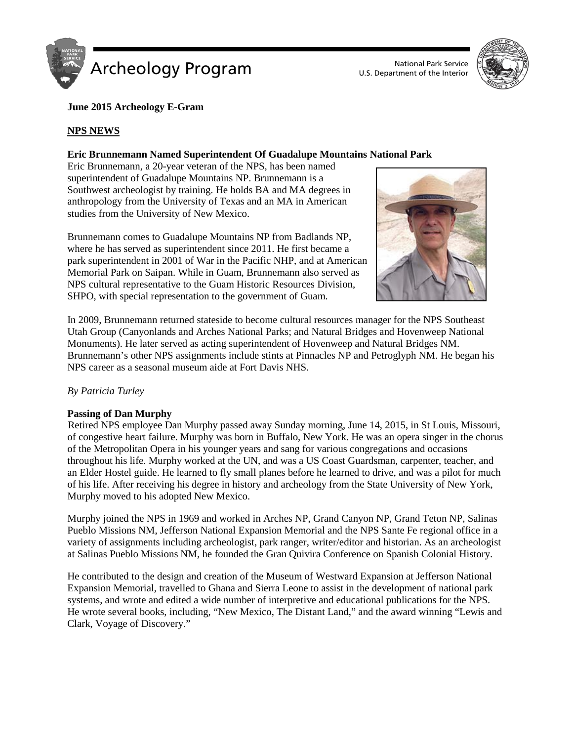# Archeology Program

National Park Service
U.S. Department of the Interior

**June 2015 Archeology E-Gram**

## NPS NEWS

### Eric Brunnemann Named Superintendent Of Guadalupe Mountains National Park

Eric Brunnemann, a 20-year veteran of the NPS, has been named superintendent of Guadalupe Mountains NP. Brunnemann is a Southwest archeologist by training. He holds BA and MA degrees in anthropology from the University of Texas and an MA in American studies from the University of New Mexico.

Brunnemann comes to Guadalupe Mountains NP from Badlands NP, where he has served as superintendent since 2011. He first became a park superintendent in 2001 of War in the Pacific NHP, and at American Memorial Park on Saipan. While in Guam, Brunnemann also served as NPS cultural representative to the Guam Historic Resources Division, SHPO, with special representation to the government of Guam.

In 2009, Brunnemann returned stateside to become cultural resources manager for the NPS Southeast Utah Group (Canyonlands and Arches National Parks; and Natural Bridges and Hovenweep National Monuments). He later served as acting superintendent of Hovenweep and Natural Bridges NM. Brunnemann's other NPS assignments include stints at Pinnacles NP and Petroglyph NM. He began his NPS career as a seasonal museum aide at Fort Davis NHS.

*By Patricia Turley*

### Passing of Dan Murphy

Retired NPS employee Dan Murphy passed away Sunday morning, June 14, 2015, in St Louis, Missouri, of congestive heart failure. Murphy was born in Buffalo, New York. He was an opera singer in the chorus of the Metropolitan Opera in his younger years and sang for various congregations and occasions throughout his life. Murphy worked at the UN, and was a US Coast Guardsman, carpenter, teacher, and an Elder Hostel guide. He learned to fly small planes before he learned to drive, and was a pilot for much of his life. After receiving his degree in history and archeology from the State University of New York, Murphy moved to his adopted New Mexico.

Murphy joined the NPS in 1969 and worked in Arches NP, Grand Canyon NP, Grand Teton NP, Salinas Pueblo Missions NM, Jefferson National Expansion Memorial and the NPS Sante Fe regional office in a variety of assignments including archeologist, park ranger, writer/editor and historian. As an archeologist at Salinas Pueblo Missions NM, he founded the Gran Quivira Conference on Spanish Colonial History.

He contributed to the design and creation of the Museum of Westward Expansion at Jefferson National Expansion Memorial, travelled to Ghana and Sierra Leone to assist in the development of national park systems, and wrote and edited a wide number of interpretive and educational publications for the NPS. He wrote several books, including, "New Mexico, The Distant Land," and the award winning "Lewis and Clark, Voyage of Discovery."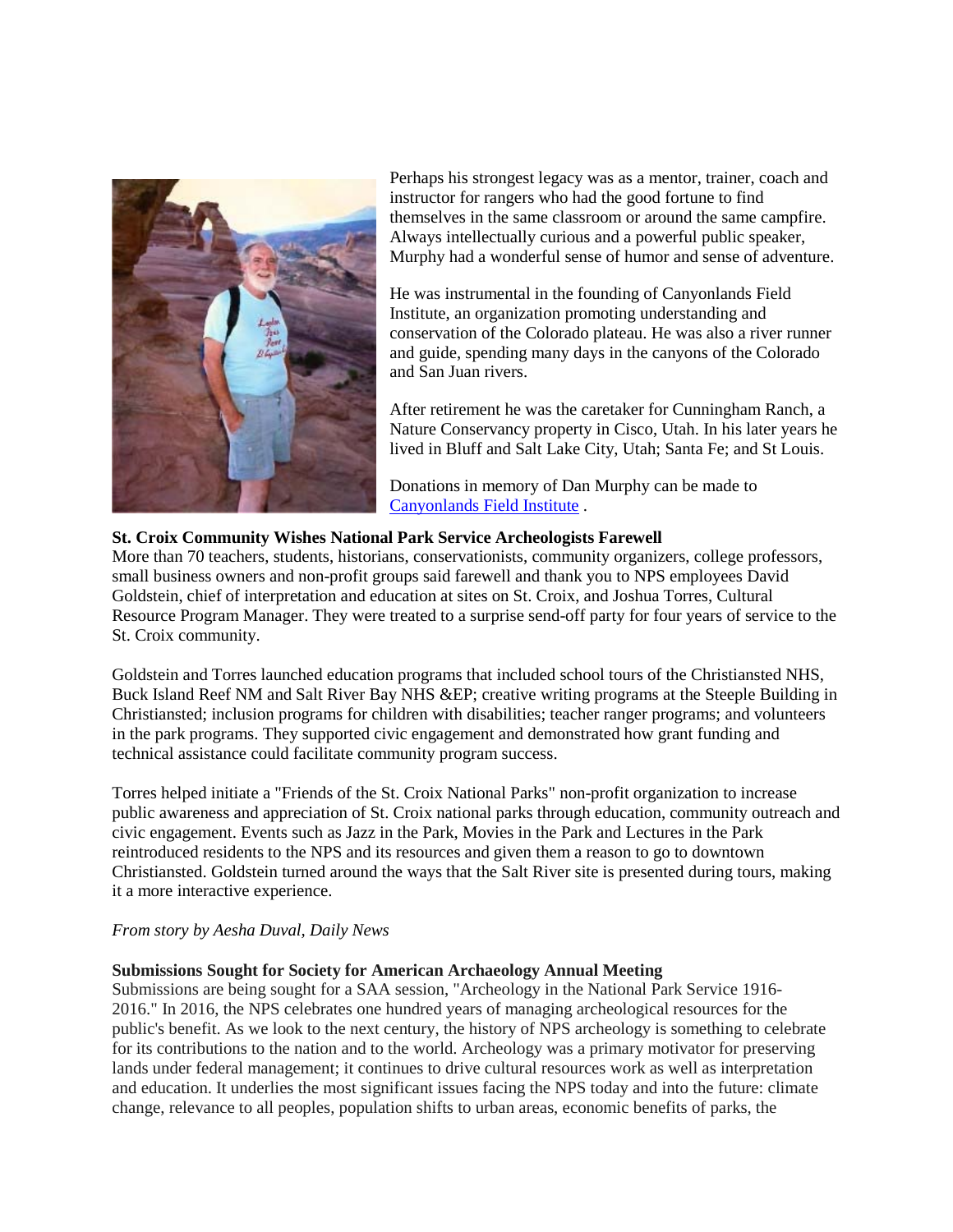Perhaps his strongest legacy was as a mentor, trainer, coach and instructor for rangers who had the good fortune to find themselves in the same classroom or around the same campfire. Always intellectually curious and a powerful public speaker, Murphy had a wonderful sense of humor and sense of adventure.

He was instrumental in the founding of Canyonlands Field Institute, an organization promoting understanding and conservation of the Colorado plateau. He was also a river runner and guide, spending many days in the canyons of the Colorado and San Juan rivers.

After retirement he was the caretaker for Cunningham Ranch, a Nature Conservancy property in Cisco, Utah. In his later years he lived in Bluff and Salt Lake City, Utah; Santa Fe; and St Louis.

Donations in memory of Dan Murphy can be made to Canyonlands Field Institute .

**St. Croix Community Wishes National Park Service Archeologists Farewell**

More than 70 teachers, students, historians, conservationists, community organizers, college professors, small business owners and non-profit groups said farewell and thank you to NPS employees David Goldstein, chief of interpretation and education at sites on St. Croix, and Joshua Torres, Cultural Resource Program Manager. They were treated to a surprise send-off party for four years of service to the St. Croix community.

Goldstein and Torres launched education programs that included school tours of the Christiansted NHS, Buck Island Reef NM and Salt River Bay NHS &EP; creative writing programs at the Steeple Building in Christiansted; inclusion programs for children with disabilities; teacher ranger programs; and volunteers in the park programs. They supported civic engagement and demonstrated how grant funding and technical assistance could facilitate community program success.

Torres helped initiate a "Friends of the St. Croix National Parks" non-profit organization to increase public awareness and appreciation of St. Croix national parks through education, community outreach and civic engagement. Events such as Jazz in the Park, Movies in the Park and Lectures in the Park reintroduced residents to the NPS and its resources and given them a reason to go to downtown Christiansted. Goldstein turned around the ways that the Salt River site is presented during tours, making it a more interactive experience.

*From story by Aesha Duval, Daily News*

**Submissions Sought for Society for American Archaeology Annual Meeting**

Submissions are being sought for a SAA session, "Archeology in the National Park Service 1916-2016." In 2016, the NPS celebrates one hundred years of managing archeological resources for the public's benefit. As we look to the next century, the history of NPS archeology is something to celebrate for its contributions to the nation and to the world. Archeology was a primary motivator for preserving lands under federal management; it continues to drive cultural resources work as well as interpretation and education. It underlies the most significant issues facing the NPS today and into the future: climate change, relevance to all peoples, population shifts to urban areas, economic benefits of parks, the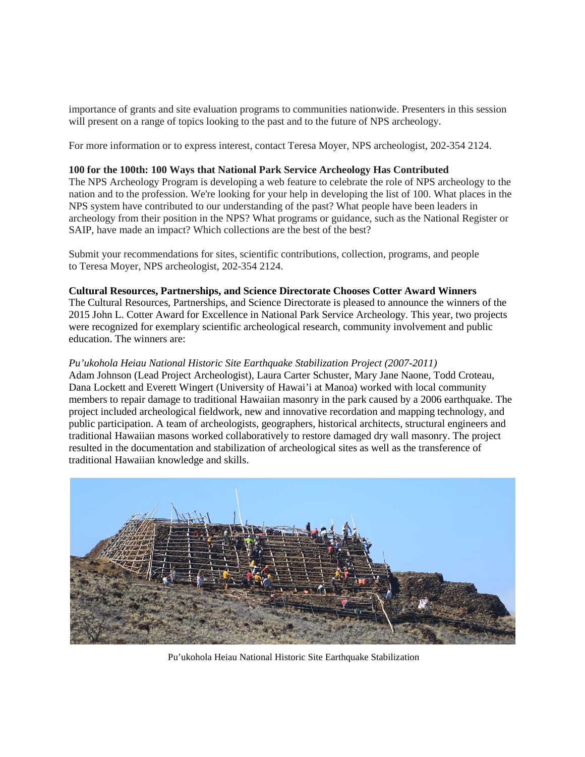importance of grants and site evaluation programs to communities nationwide. Presenters in this session will present on a range of topics looking to the past and to the future of NPS archeology.

For more information or to express interest, contact Teresa Moyer, NPS archeologist, 202-354 2124.

**100 for the 100th: 100 Ways that National Park Service Archeology Has Contributed**

The NPS Archeology Program is developing a web feature to celebrate the role of NPS archeology to the nation and to the profession. We're looking for your help in developing the list of 100. What places in the NPS system have contributed to our understanding of the past? What people have been leaders in archeology from their position in the NPS? What programs or guidance, such as the National Register or SAIP, have made an impact? Which collections are the best of the best?

Submit your recommendations for sites, scientific contributions, collection, programs, and people to Teresa Moyer, NPS archeologist, 202-354 2124.

**Cultural Resources, Partnerships, and Science Directorate Chooses Cotter Award Winners**

The Cultural Resources, Partnerships, and Science Directorate is pleased to announce the winners of the 2015 John L. Cotter Award for Excellence in National Park Service Archeology. This year, two projects were recognized for exemplary scientific archeological research, community involvement and public education. The winners are:

*Pu'ukohola Heiau National Historic Site Earthquake Stabilization Project (2007-2011)*

Adam Johnson (Lead Project Archeologist), Laura Carter Schuster, Mary Jane Naone, Todd Croteau, Dana Lockett and Everett Wingert (University of Hawai'i at Manoa) worked with local community members to repair damage to traditional Hawaiian masonry in the park caused by a 2006 earthquake. The project included archeological fieldwork, new and innovative recordation and mapping technology, and public participation. A team of archeologists, geographers, historical architects, structural engineers and traditional Hawaiian masons worked collaboratively to restore damaged dry wall masonry. The project resulted in the documentation and stabilization of archeological sites as well as the transference of traditional Hawaiian knowledge and skills.

Pu'ukohola Heiau National Historic Site Earthquake Stabilization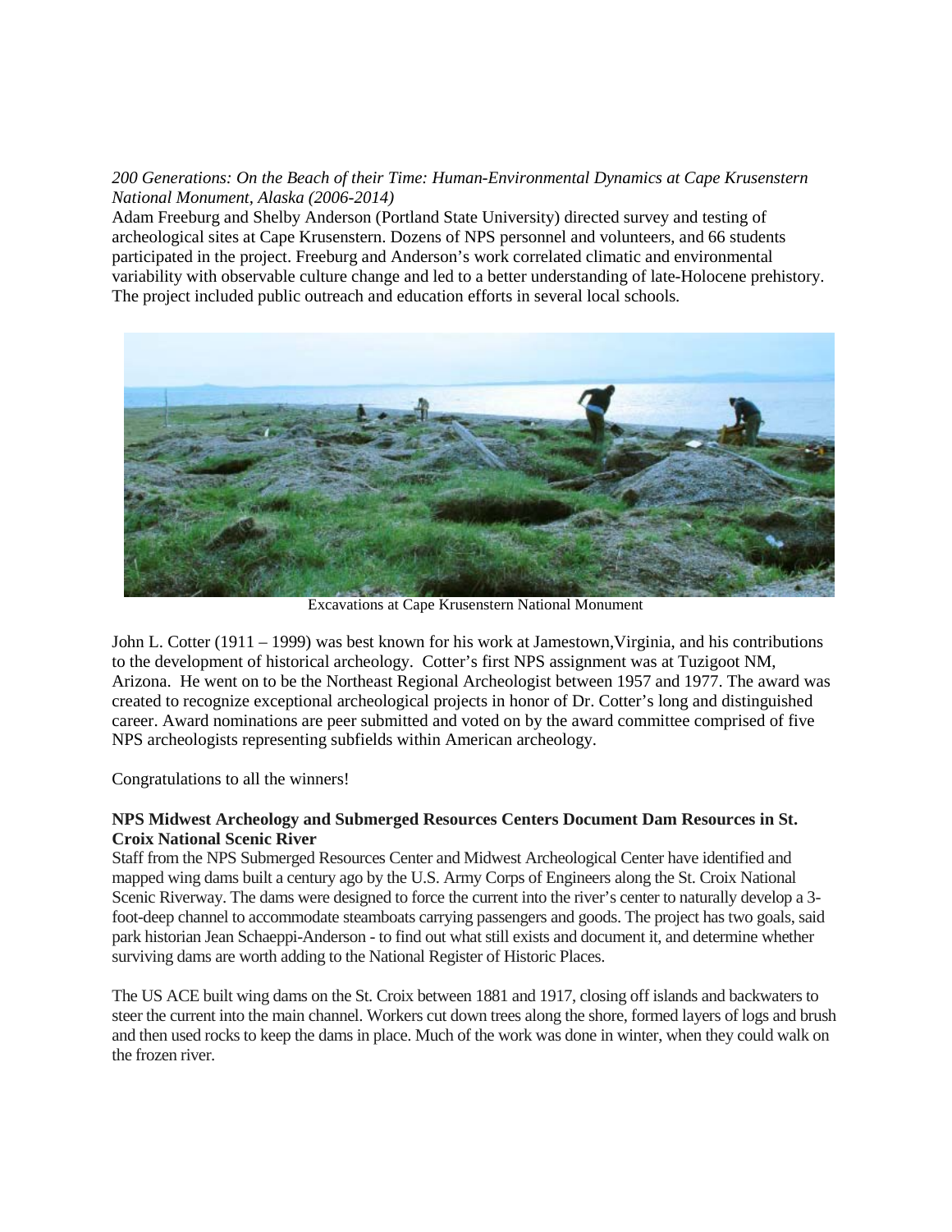*200 Generations: On the Beach of their Time: Human-Environmental Dynamics at Cape Krusenstern National Monument, Alaska (2006-2014)*

Adam Freeburg and Shelby Anderson (Portland State University) directed survey and testing of archeological sites at Cape Krusenstern. Dozens of NPS personnel and volunteers, and 66 students participated in the project. Freeburg and Anderson's work correlated climatic and environmental variability with observable culture change and led to a better understanding of late-Holocene prehistory. The project included public outreach and education efforts in several local schools.

Excavations at Cape Krusenstern National Monument

John L. Cotter (1911 – 1999) was best known for his work at Jamestown,Virginia, and his contributions to the development of historical archeology. Cotter's first NPS assignment was at Tuzigoot NM, Arizona. He went on to be the Northeast Regional Archeologist between 1957 and 1977. The award was created to recognize exceptional archeological projects in honor of Dr. Cotter's long and distinguished career. Award nominations are peer submitted and voted on by the award committee comprised of five NPS archeologists representing subfields within American archeology.

Congratulations to all the winners!

**NPS Midwest Archeology and Submerged Resources Centers Document Dam Resources in St. Croix National Scenic River**

Staff from the NPS Submerged Resources Center and Midwest Archeological Center have identified and mapped wing dams built a century ago by the U.S. Army Corps of Engineers along the St. Croix National Scenic Riverway. The dams were designed to force the current into the river's center to naturally develop a 3-foot-deep channel to accommodate steamboats carrying passengers and goods. The project has two goals, said park historian Jean Schaeppi-Anderson - to find out what still exists and document it, and determine whether surviving dams are worth adding to the National Register of Historic Places.

The US ACE built wing dams on the St. Croix between 1881 and 1917, closing off islands and backwaters to steer the current into the main channel. Workers cut down trees along the shore, formed layers of logs and brush and then used rocks to keep the dams in place. Much of the work was done in winter, when they could walk on the frozen river.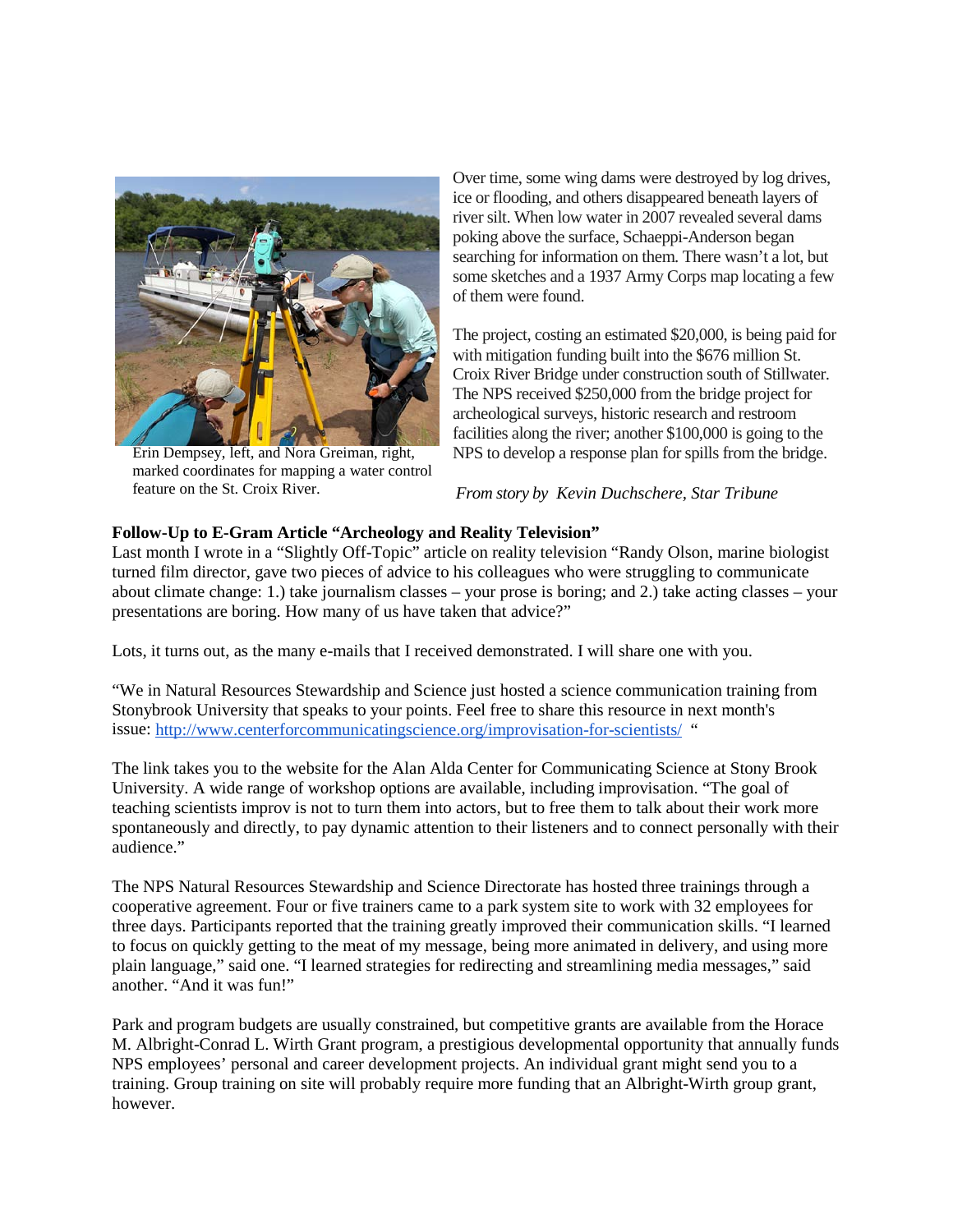Erin Dempsey, left, and Nora Greiman, right, marked coordinates for mapping a water control feature on the St. Croix River.

Over time, some wing dams were destroyed by log drives, ice or flooding, and others disappeared beneath layers of river silt. When low water in 2007 revealed several dams poking above the surface, Schaeppi-Anderson began searching for information on them. There wasn't a lot, but some sketches and a 1937 Army Corps map locating a few of them were found.

The project, costing an estimated $20,000, is being paid for with mitigation funding built into the $676 million St. Croix River Bridge under construction south of Stillwater. The NPS received $250,000 from the bridge project for archeological surveys, historic research and restroom facilities along the river; another $100,000 is going to the NPS to develop a response plan for spills from the bridge.

*From story by Kevin Duchschere, Star Tribune*

**Follow-Up to E-Gram Article "Archeology and Reality Television"**

Last month I wrote in a "Slightly Off-Topic" article on reality television "Randy Olson, marine biologist turned film director, gave two pieces of advice to his colleagues who were struggling to communicate about climate change: 1.) take journalism classes – your prose is boring; and 2.) take acting classes – your presentations are boring. How many of us have taken that advice?"

Lots, it turns out, as the many e-mails that I received demonstrated. I will share one with you.

"We in Natural Resources Stewardship and Science just hosted a science communication training from Stonybrook University that speaks to your points. Feel free to share this resource in next month's issue: http://www.centerforcommunicatingscience.org/improvisation-for-scientists/ "

The link takes you to the website for the Alan Alda Center for Communicating Science at Stony Brook University. A wide range of workshop options are available, including improvisation. "The goal of teaching scientists improv is not to turn them into actors, but to free them to talk about their work more spontaneously and directly, to pay dynamic attention to their listeners and to connect personally with their audience."

The NPS Natural Resources Stewardship and Science Directorate has hosted three trainings through a cooperative agreement. Four or five trainers came to a park system site to work with 32 employees for three days. Participants reported that the training greatly improved their communication skills. "I learned to focus on quickly getting to the meat of my message, being more animated in delivery, and using more plain language," said one. "I learned strategies for redirecting and streamlining media messages," said another. "And it was fun!"

Park and program budgets are usually constrained, but competitive grants are available from the Horace M. Albright-Conrad L. Wirth Grant program, a prestigious developmental opportunity that annually funds NPS employees' personal and career development projects. An individual grant might send you to a training. Group training on site will probably require more funding that an Albright-Wirth group grant, however.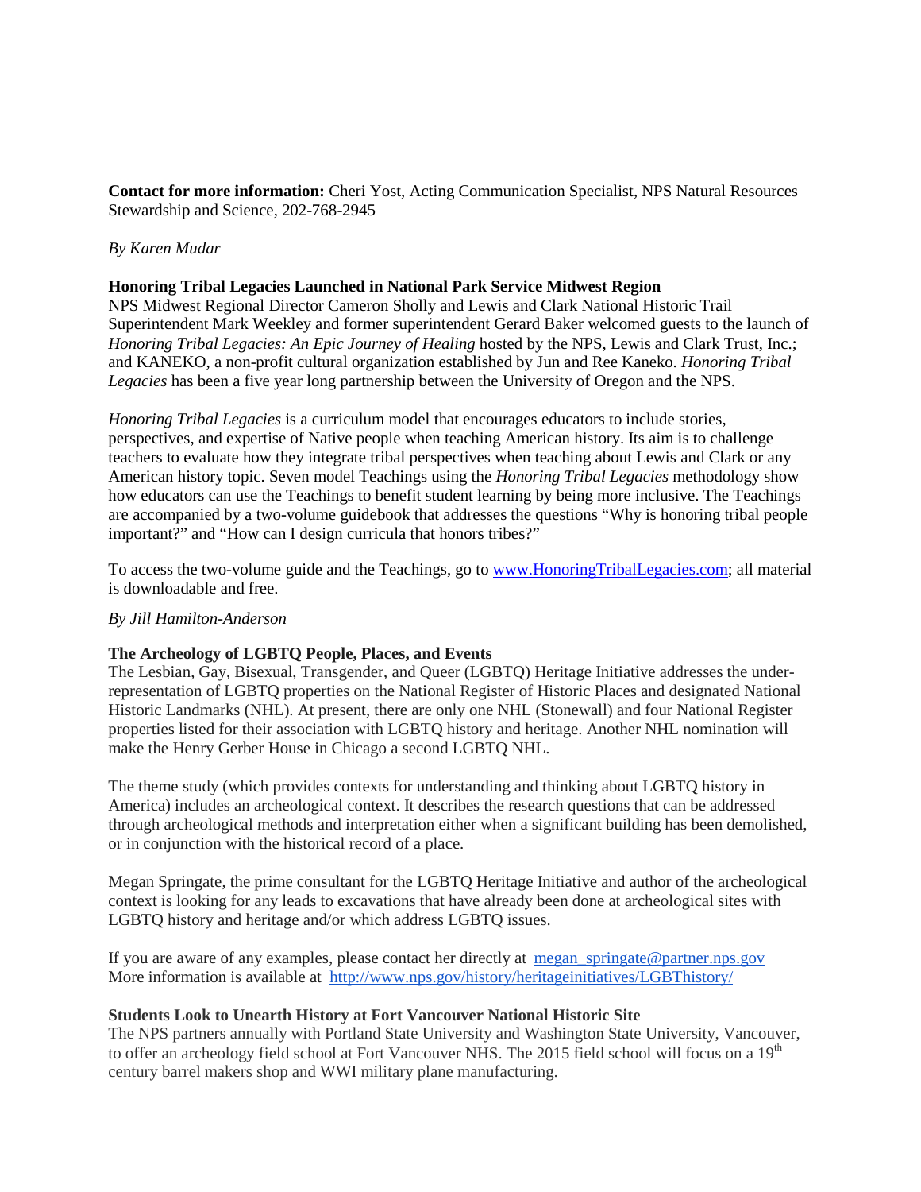**Contact for more information:** Cheri Yost, Acting Communication Specialist, NPS Natural Resources Stewardship and Science, 202-768-2945

*By Karen Mudar*

**Honoring Tribal Legacies Launched in National Park Service Midwest Region**

NPS Midwest Regional Director Cameron Sholly and Lewis and Clark National Historic Trail Superintendent Mark Weekley and former superintendent Gerard Baker welcomed guests to the launch of *Honoring Tribal Legacies: An Epic Journey of Healing* hosted by the NPS, Lewis and Clark Trust, Inc.; and KANEKO, a non-profit cultural organization established by Jun and Ree Kaneko. *Honoring Tribal Legacies* has been a five year long partnership between the University of Oregon and the NPS.

*Honoring Tribal Legacies* is a curriculum model that encourages educators to include stories, perspectives, and expertise of Native people when teaching American history. Its aim is to challenge teachers to evaluate how they integrate tribal perspectives when teaching about Lewis and Clark or any American history topic. Seven model Teachings using the *Honoring Tribal Legacies* methodology show how educators can use the Teachings to benefit student learning by being more inclusive. The Teachings are accompanied by a two-volume guidebook that addresses the questions "Why is honoring tribal people important?" and "How can I design curricula that honors tribes?"

To access the two-volume guide and the Teachings, go to [www.HonoringTribalLegacies.com](http://www.HonoringTribalLegacies.com); all material is downloadable and free.

*By Jill Hamilton-Anderson*

**The Archeology of LGBTQ People, Places, and Events**

The Lesbian, Gay, Bisexual, Transgender, and Queer (LGBTQ) Heritage Initiative addresses the under-representation of LGBTQ properties on the National Register of Historic Places and designated National Historic Landmarks (NHL). At present, there are only one NHL (Stonewall) and four National Register properties listed for their association with LGBTQ history and heritage. Another NHL nomination will make the Henry Gerber House in Chicago a second LGBTQ NHL.

The theme study (which provides contexts for understanding and thinking about LGBTQ history in America) includes an archeological context. It describes the research questions that can be addressed through archeological methods and interpretation either when a significant building has been demolished, or in conjunction with the historical record of a place.

Megan Springate, the prime consultant for the LGBTQ Heritage Initiative and author of the archeological context is looking for any leads to excavations that have already been done at archeological sites with LGBTQ history and heritage and/or which address LGBTQ issues.

If you are aware of any examples, please contact her directly at megan_springate@partner.nps.gov
More information is available at http://www.nps.gov/history/heritageinitiatives/LGBThistory/

**Students Look to Unearth History at Fort Vancouver National Historic Site**

The NPS partners annually with Portland State University and Washington State University, Vancouver, to offer an archeology field school at Fort Vancouver NHS. The 2015 field school will focus on a 19th century barrel makers shop and WWI military plane manufacturing.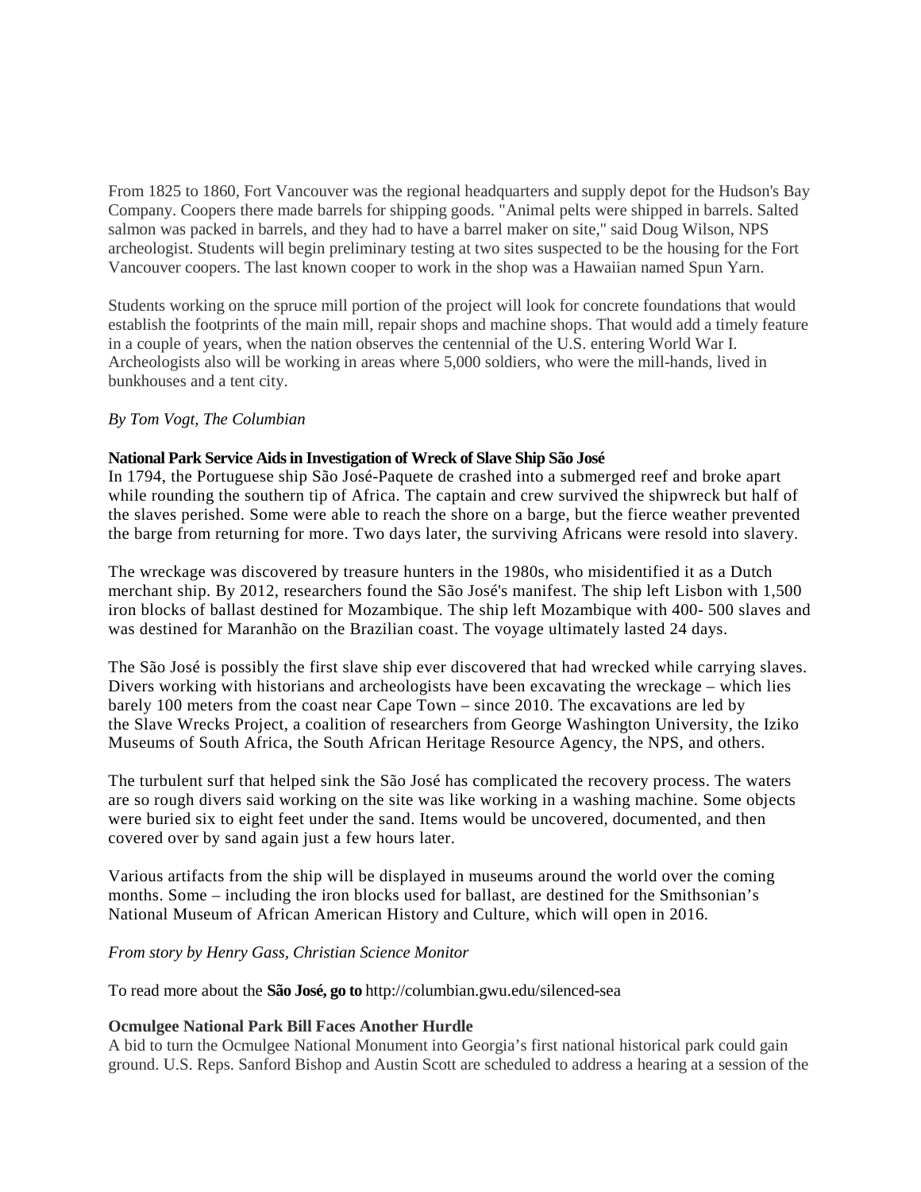From 1825 to 1860, Fort Vancouver was the regional headquarters and supply depot for the Hudson's Bay Company. Coopers there made barrels for shipping goods. "Animal pelts were shipped in barrels. Salted salmon was packed in barrels, and they had to have a barrel maker on site," said Doug Wilson, NPS archeologist. Students will begin preliminary testing at two sites suspected to be the housing for the Fort Vancouver coopers. The last known cooper to work in the shop was a Hawaiian named Spun Yarn.

Students working on the spruce mill portion of the project will look for concrete foundations that would establish the footprints of the main mill, repair shops and machine shops. That would add a timely feature in a couple of years, when the nation observes the centennial of the U.S. entering World War I. Archeologists also will be working in areas where 5,000 soldiers, who were the mill-hands, lived in bunkhouses and a tent city.

*By Tom Vogt, The Columbian*

**National Park Service Aids in Investigation of Wreck of Slave Ship São José**

In 1794, the Portuguese ship São José-Paquete de crashed into a submerged reef and broke apart while rounding the southern tip of Africa. The captain and crew survived the shipwreck but half of the slaves perished. Some were able to reach the shore on a barge, but the fierce weather prevented the barge from returning for more. Two days later, the surviving Africans were resold into slavery.

The wreckage was discovered by treasure hunters in the 1980s, who misidentified it as a Dutch merchant ship. By 2012, researchers found the São José's manifest. The ship left Lisbon with 1,500 iron blocks of ballast destined for Mozambique. The ship left Mozambique with 400- 500 slaves and was destined for Maranhão on the Brazilian coast. The voyage ultimately lasted 24 days.

The São José is possibly the first slave ship ever discovered that had wrecked while carrying slaves. Divers working with historians and archeologists have been excavating the wreckage – which lies barely 100 meters from the coast near Cape Town – since 2010. The excavations are led by the Slave Wrecks Project, a coalition of researchers from George Washington University, the Iziko Museums of South Africa, the South African Heritage Resource Agency, the NPS, and others.

The turbulent surf that helped sink the São José has complicated the recovery process. The waters are so rough divers said working on the site was like working in a washing machine. Some objects were buried six to eight feet under the sand. Items would be uncovered, documented, and then covered over by sand again just a few hours later.

Various artifacts from the ship will be displayed in museums around the world over the coming months. Some – including the iron blocks used for ballast, are destined for the Smithsonian's National Museum of African American History and Culture, which will open in 2016.

*From story by Henry Gass, Christian Science Monitor*

To read more about the **São José, go to** http://columbian.gwu.edu/silenced-sea

**Ocmulgee National Park Bill Faces Another Hurdle**

A bid to turn the Ocmulgee National Monument into Georgia's first national historical park could gain ground. U.S. Reps. Sanford Bishop and Austin Scott are scheduled to address a hearing at a session of the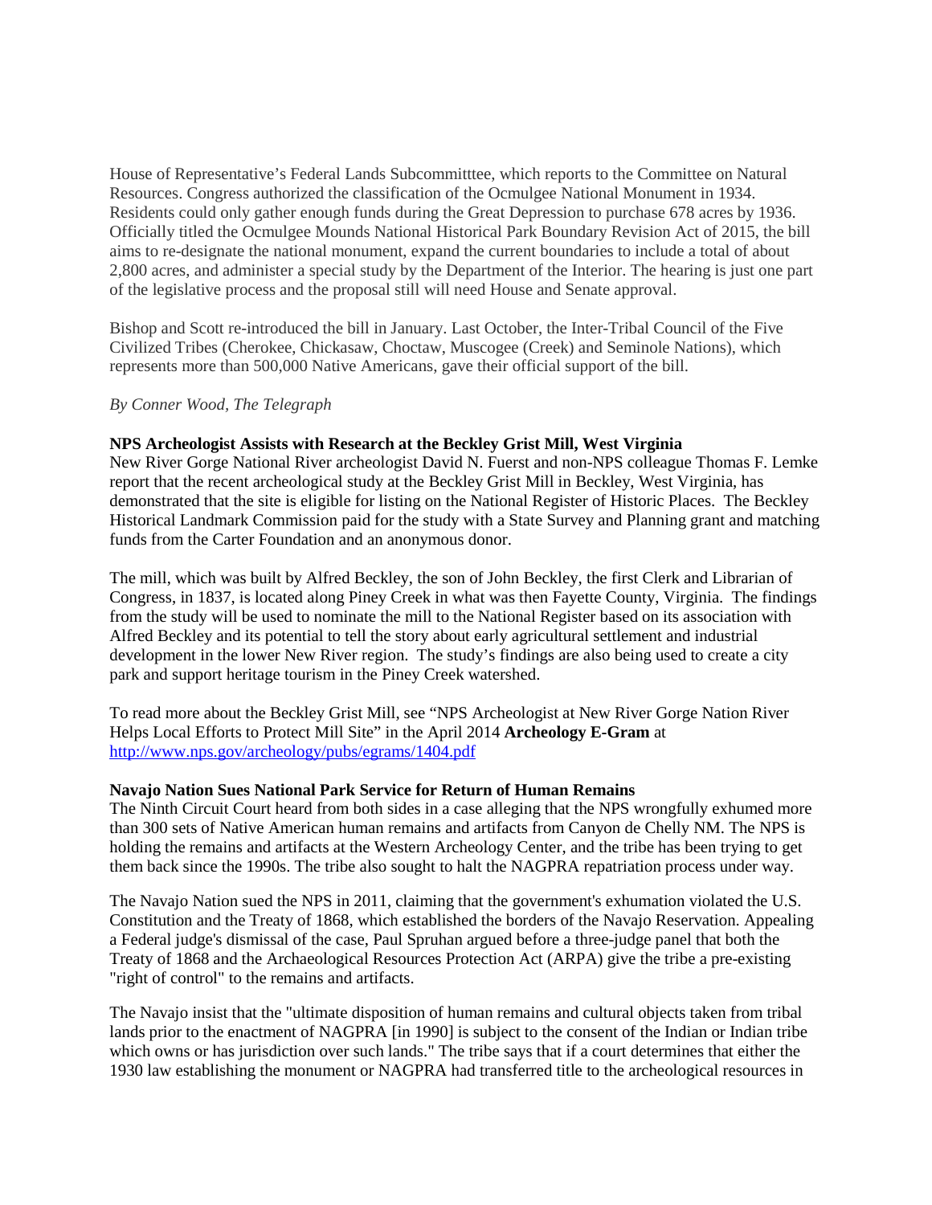House of Representative's Federal Lands Subcommitttee, which reports to the Committee on Natural Resources. Congress authorized the classification of the Ocmulgee National Monument in 1934. Residents could only gather enough funds during the Great Depression to purchase 678 acres by 1936. Officially titled the Ocmulgee Mounds National Historical Park Boundary Revision Act of 2015, the bill aims to re-designate the national monument, expand the current boundaries to include a total of about 2,800 acres, and administer a special study by the Department of the Interior. The hearing is just one part of the legislative process and the proposal still will need House and Senate approval.

Bishop and Scott re-introduced the bill in January. Last October, the Inter-Tribal Council of the Five Civilized Tribes (Cherokee, Chickasaw, Choctaw, Muscogee (Creek) and Seminole Nations), which represents more than 500,000 Native Americans, gave their official support of the bill.

*By Conner Wood, The Telegraph*

**NPS Archeologist Assists with Research at the Beckley Grist Mill, West Virginia**

New River Gorge National River archeologist David N. Fuerst and non-NPS colleague Thomas F. Lemke report that the recent archeological study at the Beckley Grist Mill in Beckley, West Virginia, has demonstrated that the site is eligible for listing on the National Register of Historic Places. The Beckley Historical Landmark Commission paid for the study with a State Survey and Planning grant and matching funds from the Carter Foundation and an anonymous donor.

The mill, which was built by Alfred Beckley, the son of John Beckley, the first Clerk and Librarian of Congress, in 1837, is located along Piney Creek in what was then Fayette County, Virginia. The findings from the study will be used to nominate the mill to the National Register based on its association with Alfred Beckley and its potential to tell the story about early agricultural settlement and industrial development in the lower New River region. The study's findings are also being used to create a city park and support heritage tourism in the Piney Creek watershed.

To read more about the Beckley Grist Mill, see "NPS Archeologist at New River Gorge Nation River Helps Local Efforts to Protect Mill Site" in the April 2014 **Archeology E-Gram** at http://www.nps.gov/archeology/pubs/egrams/1404.pdf

**Navajo Nation Sues National Park Service for Return of Human Remains**

The Ninth Circuit Court heard from both sides in a case alleging that the NPS wrongfully exhumed more than 300 sets of Native American human remains and artifacts from Canyon de Chelly NM. The NPS is holding the remains and artifacts at the Western Archeology Center, and the tribe has been trying to get them back since the 1990s. The tribe also sought to halt the NAGPRA repatriation process under way.

The Navajo Nation sued the NPS in 2011, claiming that the government's exhumation violated the U.S. Constitution and the Treaty of 1868, which established the borders of the Navajo Reservation. Appealing a Federal judge's dismissal of the case, Paul Spruhan argued before a three-judge panel that both the Treaty of 1868 and the Archaeological Resources Protection Act (ARPA) give the tribe a pre-existing "right of control" to the remains and artifacts.

The Navajo insist that the "ultimate disposition of human remains and cultural objects taken from tribal lands prior to the enactment of NAGPRA [in 1990] is subject to the consent of the Indian or Indian tribe which owns or has jurisdiction over such lands." The tribe says that if a court determines that either the 1930 law establishing the monument or NAGPRA had transferred title to the archeological resources in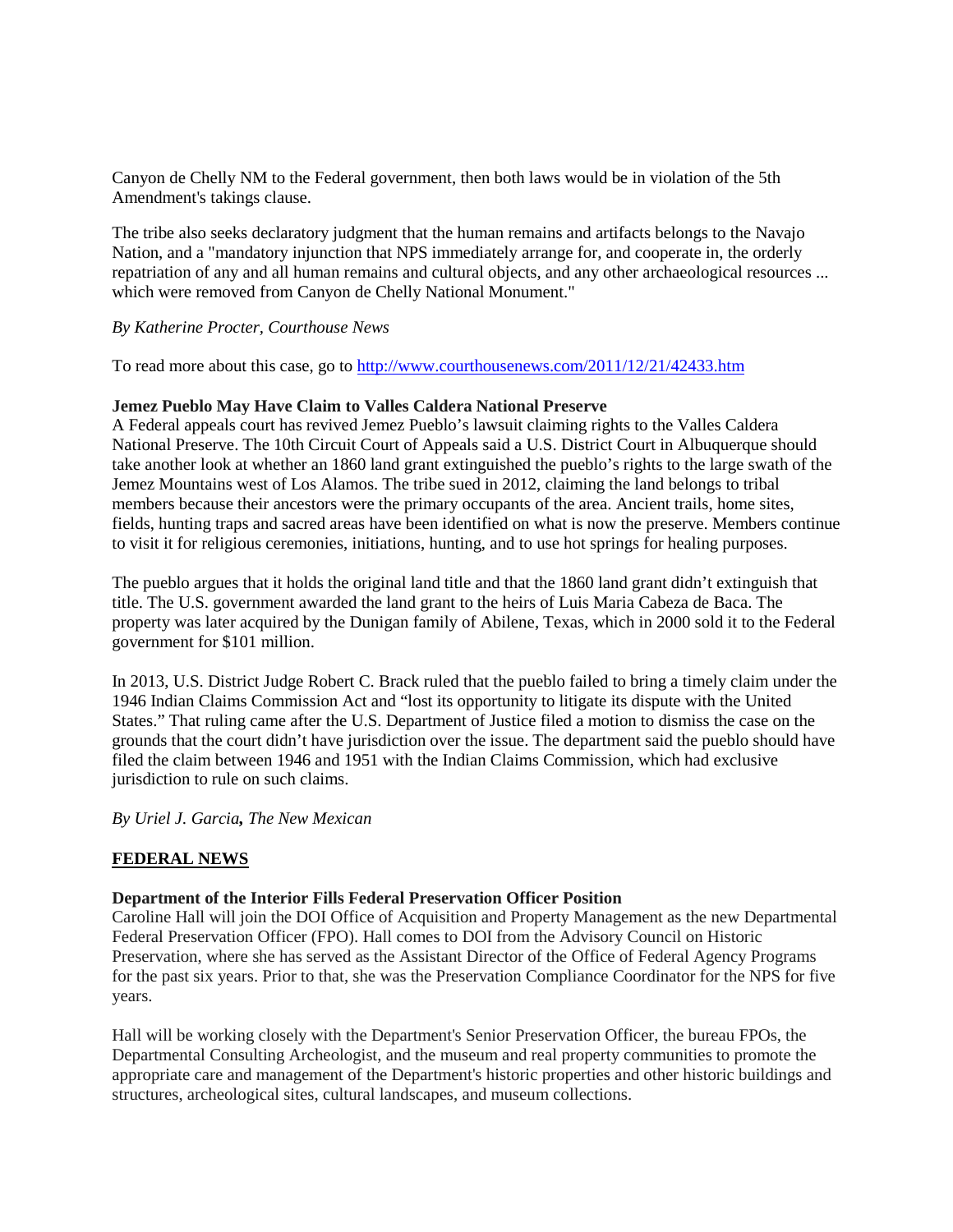Canyon de Chelly NM to the Federal government, then both laws would be in violation of the 5th Amendment's takings clause.

The tribe also seeks declaratory judgment that the human remains and artifacts belongs to the Navajo Nation, and a "mandatory injunction that NPS immediately arrange for, and cooperate in, the orderly repatriation of any and all human remains and cultural objects, and any other archaeological resources ... which were removed from Canyon de Chelly National Monument."

*By Katherine Procter, Courthouse News*

To read more about this case, go to http://www.courthousenews.com/2011/12/21/42433.htm

**Jemez Pueblo May Have Claim to Valles Caldera National Preserve**

A Federal appeals court has revived Jemez Pueblo's lawsuit claiming rights to the Valles Caldera National Preserve. The 10th Circuit Court of Appeals said a U.S. District Court in Albuquerque should take another look at whether an 1860 land grant extinguished the pueblo's rights to the large swath of the Jemez Mountains west of Los Alamos. The tribe sued in 2012, claiming the land belongs to tribal members because their ancestors were the primary occupants of the area. Ancient trails, home sites, fields, hunting traps and sacred areas have been identified on what is now the preserve. Members continue to visit it for religious ceremonies, initiations, hunting, and to use hot springs for healing purposes.

The pueblo argues that it holds the original land title and that the 1860 land grant didn't extinguish that title. The U.S. government awarded the land grant to the heirs of Luis Maria Cabeza de Baca. The property was later acquired by the Dunigan family of Abilene, Texas, which in 2000 sold it to the Federal government for $101 million.

In 2013, U.S. District Judge Robert C. Brack ruled that the pueblo failed to bring a timely claim under the 1946 Indian Claims Commission Act and "lost its opportunity to litigate its dispute with the United States." That ruling came after the U.S. Department of Justice filed a motion to dismiss the case on the grounds that the court didn't have jurisdiction over the issue. The department said the pueblo should have filed the claim between 1946 and 1951 with the Indian Claims Commission, which had exclusive jurisdiction to rule on such claims.

*By Uriel J. Garcia, The New Mexican*

## FEDERAL NEWS

**Department of the Interior Fills Federal Preservation Officer Position**

Caroline Hall will join the DOI Office of Acquisition and Property Management as the new Departmental Federal Preservation Officer (FPO). Hall comes to DOI from the Advisory Council on Historic Preservation, where she has served as the Assistant Director of the Office of Federal Agency Programs for the past six years. Prior to that, she was the Preservation Compliance Coordinator for the NPS for five years.

Hall will be working closely with the Department's Senior Preservation Officer, the bureau FPOs, the Departmental Consulting Archeologist, and the museum and real property communities to promote the appropriate care and management of the Department's historic properties and other historic buildings and structures, archeological sites, cultural landscapes, and museum collections.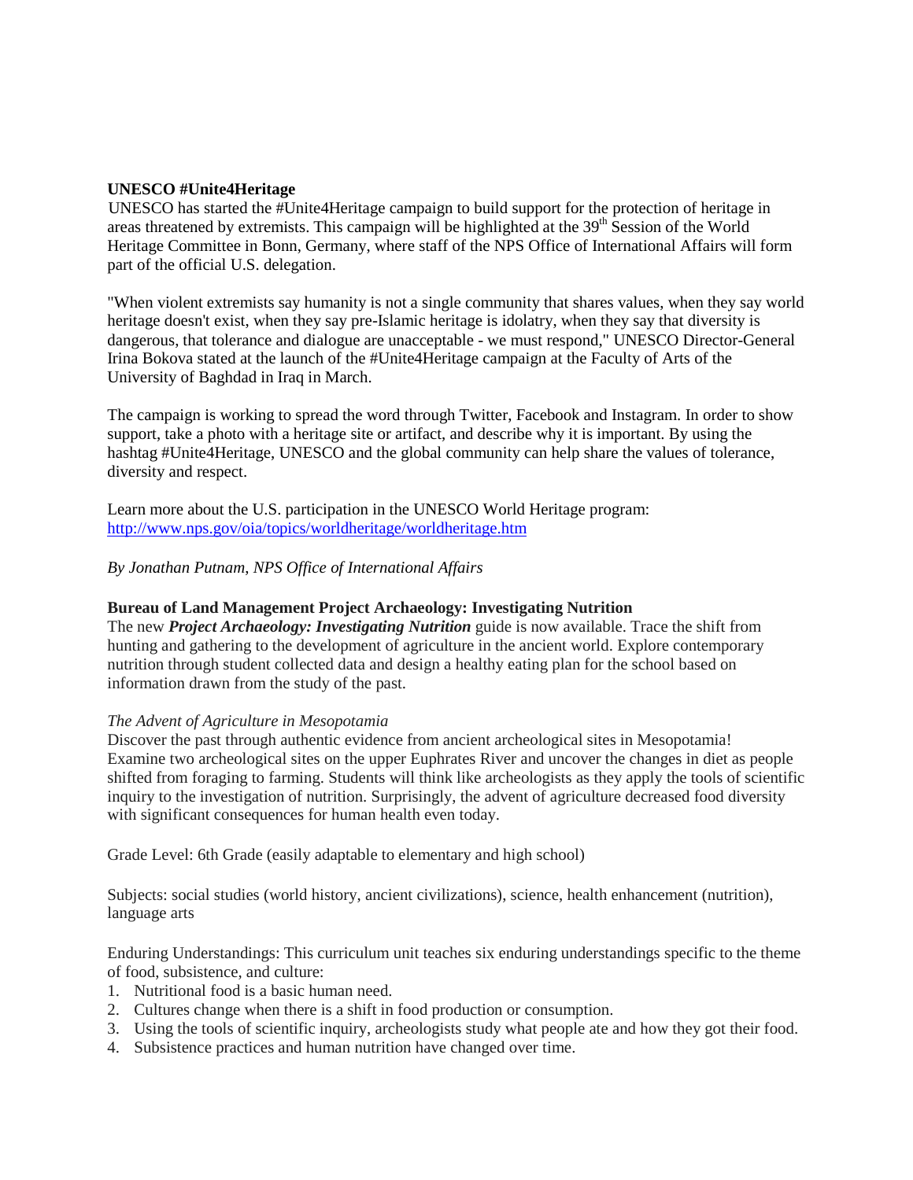**UNESCO #Unite4Heritage**

UNESCO has started the #Unite4Heritage campaign to build support for the protection of heritage in areas threatened by extremists. This campaign will be highlighted at the 39th Session of the World Heritage Committee in Bonn, Germany, where staff of the NPS Office of International Affairs will form part of the official U.S. delegation.

"When violent extremists say humanity is not a single community that shares values, when they say world heritage doesn't exist, when they say pre-Islamic heritage is idolatry, when they say that diversity is dangerous, that tolerance and dialogue are unacceptable - we must respond," UNESCO Director-General Irina Bokova stated at the launch of the #Unite4Heritage campaign at the Faculty of Arts of the University of Baghdad in Iraq in March.

The campaign is working to spread the word through Twitter, Facebook and Instagram. In order to show support, take a photo with a heritage site or artifact, and describe why it is important. By using the hashtag #Unite4Heritage, UNESCO and the global community can help share the values of tolerance, diversity and respect.

Learn more about the U.S. participation in the UNESCO World Heritage program: [http://www.nps.gov/oia/topics/worldheritage/worldheritage.htm](http://www.nps.gov/oia/topics/worldheritage/worldheritage.htm)

*By Jonathan Putnam, NPS Office of International Affairs*

**Bureau of Land Management Project Archaeology: Investigating Nutrition**

The new ***Project Archaeology: Investigating Nutrition*** guide is now available. Trace the shift from hunting and gathering to the development of agriculture in the ancient world. Explore contemporary nutrition through student collected data and design a healthy eating plan for the school based on information drawn from the study of the past.

*The Advent of Agriculture in Mesopotamia*

Discover the past through authentic evidence from ancient archeological sites in Mesopotamia! Examine two archeological sites on the upper Euphrates River and uncover the changes in diet as people shifted from foraging to farming. Students will think like archeologists as they apply the tools of scientific inquiry to the investigation of nutrition. Surprisingly, the advent of agriculture decreased food diversity with significant consequences for human health even today.

Grade Level: 6th Grade (easily adaptable to elementary and high school)

Subjects: social studies (world history, ancient civilizations), science, health enhancement (nutrition), language arts

Enduring Understandings: This curriculum unit teaches six enduring understandings specific to the theme of food, subsistence, and culture:

1. Nutritional food is a basic human need.
2. Cultures change when there is a shift in food production or consumption.
3. Using the tools of scientific inquiry, archeologists study what people ate and how they got their food.
4. Subsistence practices and human nutrition have changed over time.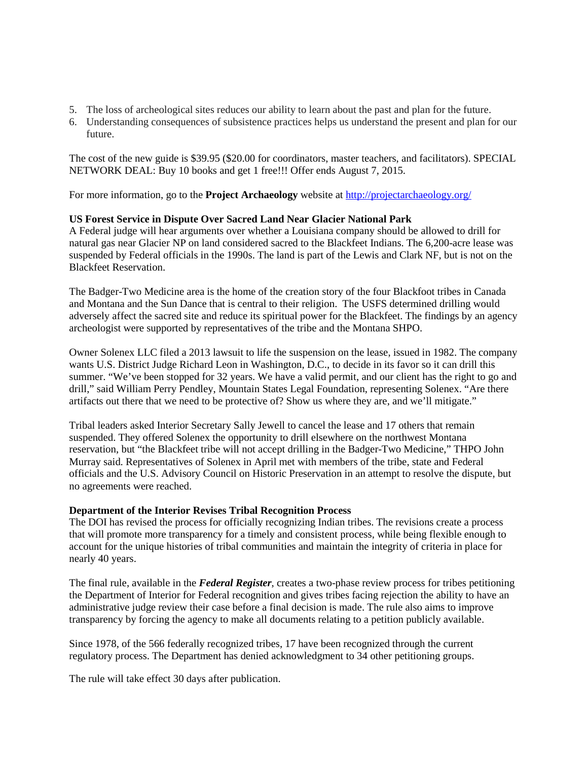5. The loss of archeological sites reduces our ability to learn about the past and plan for the future.
6. Understanding consequences of subsistence practices helps us understand the present and plan for our future.

The cost of the new guide is $39.95 ($20.00 for coordinators, master teachers, and facilitators). SPECIAL NETWORK DEAL: Buy 10 books and get 1 free!!! Offer ends August 7, 2015.

For more information, go to the **Project Archaeology** website at [http://projectarchaeology.org/](http://projectarchaeology.org/)

**US Forest Service in Dispute Over Sacred Land Near Glacier National Park**

A Federal judge will hear arguments over whether a Louisiana company should be allowed to drill for natural gas near Glacier NP on land considered sacred to the Blackfeet Indians. The 6,200-acre lease was suspended by Federal officials in the 1990s. The land is part of the Lewis and Clark NF, but is not on the Blackfeet Reservation.

The Badger-Two Medicine area is the home of the creation story of the four Blackfoot tribes in Canada and Montana and the Sun Dance that is central to their religion. The USFS determined drilling would adversely affect the sacred site and reduce its spiritual power for the Blackfeet. The findings by an agency archeologist were supported by representatives of the tribe and the Montana SHPO.

Owner Solenex LLC filed a 2013 lawsuit to life the suspension on the lease, issued in 1982. The company wants U.S. District Judge Richard Leon in Washington, D.C., to decide in its favor so it can drill this summer. “We’ve been stopped for 32 years. We have a valid permit, and our client has the right to go and drill,” said William Perry Pendley, Mountain States Legal Foundation, representing Solenex. “Are there artifacts out there that we need to be protective of? Show us where they are, and we’ll mitigate.”

Tribal leaders asked Interior Secretary Sally Jewell to cancel the lease and 17 others that remain suspended. They offered Solenex the opportunity to drill elsewhere on the northwest Montana reservation, but “the Blackfeet tribe will not accept drilling in the Badger-Two Medicine,” THPO John Murray said. Representatives of Solenex in April met with members of the tribe, state and Federal officials and the U.S. Advisory Council on Historic Preservation in an attempt to resolve the dispute, but no agreements were reached.

**Department of the Interior Revises Tribal Recognition Process**

The DOI has revised the process for officially recognizing Indian tribes. The revisions create a process that will promote more transparency for a timely and consistent process, while being flexible enough to account for the unique histories of tribal communities and maintain the integrity of criteria in place for nearly 40 years.

The final rule, available in the ***Federal Register***, creates a two-phase review process for tribes petitioning the Department of Interior for Federal recognition and gives tribes facing rejection the ability to have an administrative judge review their case before a final decision is made. The rule also aims to improve transparency by forcing the agency to make all documents relating to a petition publicly available.

Since 1978, of the 566 federally recognized tribes, 17 have been recognized through the current regulatory process. The Department has denied acknowledgment to 34 other petitioning groups.

The rule will take effect 30 days after publication.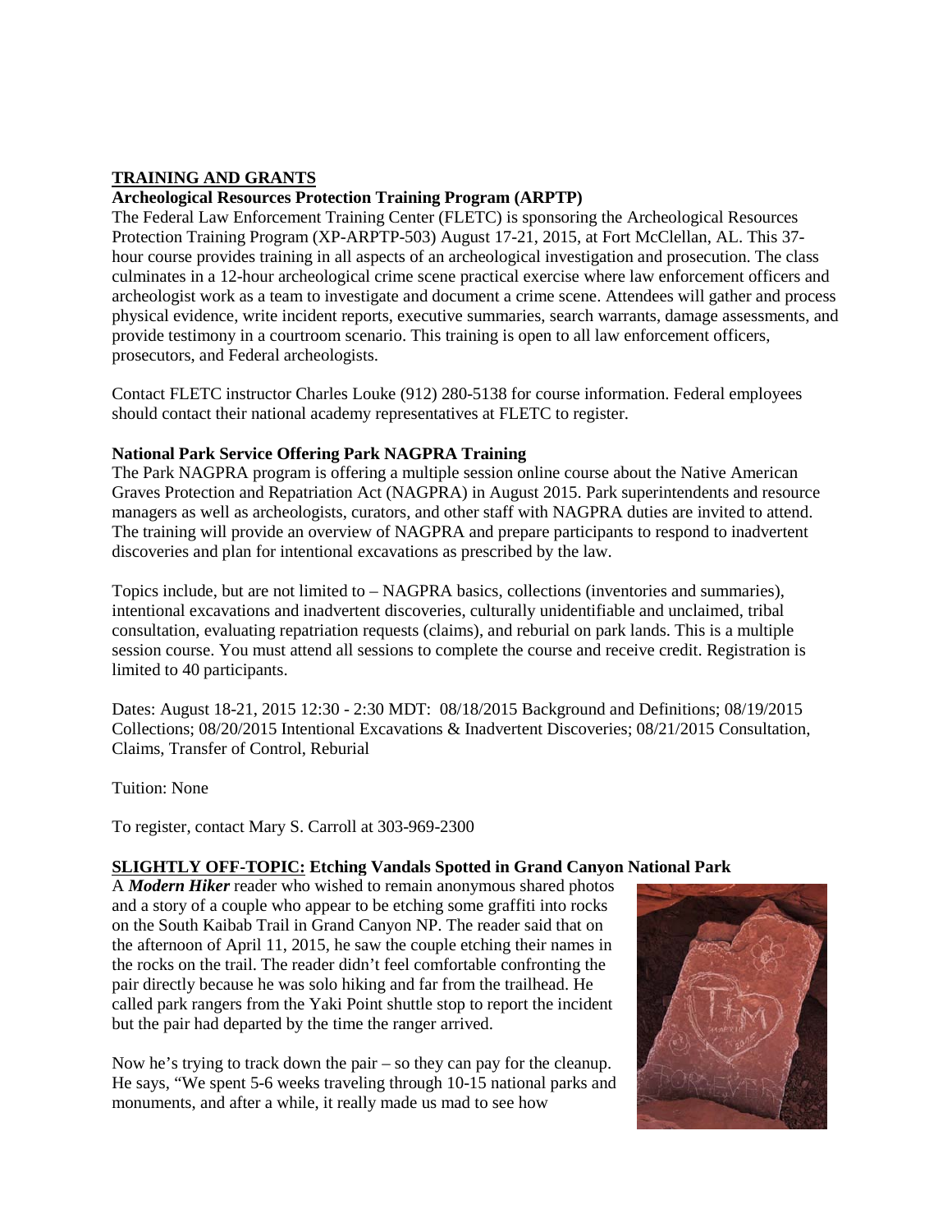## TRAINING AND GRANTS

### Archeological Resources Protection Training Program (ARPTP)

The Federal Law Enforcement Training Center (FLETC) is sponsoring the Archeological Resources Protection Training Program (XP-ARPTP-503) August 17-21, 2015, at Fort McClellan, AL. This 37-hour course provides training in all aspects of an archeological investigation and prosecution. The class culminates in a 12-hour archeological crime scene practical exercise where law enforcement officers and archeologist work as a team to investigate and document a crime scene. Attendees will gather and process physical evidence, write incident reports, executive summaries, search warrants, damage assessments, and provide testimony in a courtroom scenario. This training is open to all law enforcement officers, prosecutors, and Federal archeologists.

Contact FLETC instructor Charles Louke (912) 280-5138 for course information. Federal employees should contact their national academy representatives at FLETC to register.

### National Park Service Offering Park NAGPRA Training

The Park NAGPRA program is offering a multiple session online course about the Native American Graves Protection and Repatriation Act (NAGPRA) in August 2015. Park superintendents and resource managers as well as archeologists, curators, and other staff with NAGPRA duties are invited to attend. The training will provide an overview of NAGPRA and prepare participants to respond to inadvertent discoveries and plan for intentional excavations as prescribed by the law.

Topics include, but are not limited to – NAGPRA basics, collections (inventories and summaries), intentional excavations and inadvertent discoveries, culturally unidentifiable and unclaimed, tribal consultation, evaluating repatriation requests (claims), and reburial on park lands. This is a multiple session course. You must attend all sessions to complete the course and receive credit. Registration is limited to 40 participants.

Dates: August 18-21, 2015 12:30 - 2:30 MDT: 08/18/2015 Background and Definitions; 08/19/2015 Collections; 08/20/2015 Intentional Excavations & Inadvertent Discoveries; 08/21/2015 Consultation, Claims, Transfer of Control, Reburial

Tuition: None

To register, contact Mary S. Carroll at 303-969-2300

### SLIGHTLY OFF-TOPIC: Etching Vandals Spotted in Grand Canyon National Park

A ***Modern Hiker*** reader who wished to remain anonymous shared photos and a story of a couple who appear to be etching some graffiti into rocks on the South Kaibab Trail in Grand Canyon NP. The reader said that on the afternoon of April 11, 2015, he saw the couple etching their names in the rocks on the trail. The reader didn't feel comfortable confronting the pair directly because he was solo hiking and far from the trailhead. He called park rangers from the Yaki Point shuttle stop to report the incident but the pair had departed by the time the ranger arrived.

Now he's trying to track down the pair – so they can pay for the cleanup. He says, "We spent 5-6 weeks traveling through 10-15 national parks and monuments, and after a while, it really made us mad to see how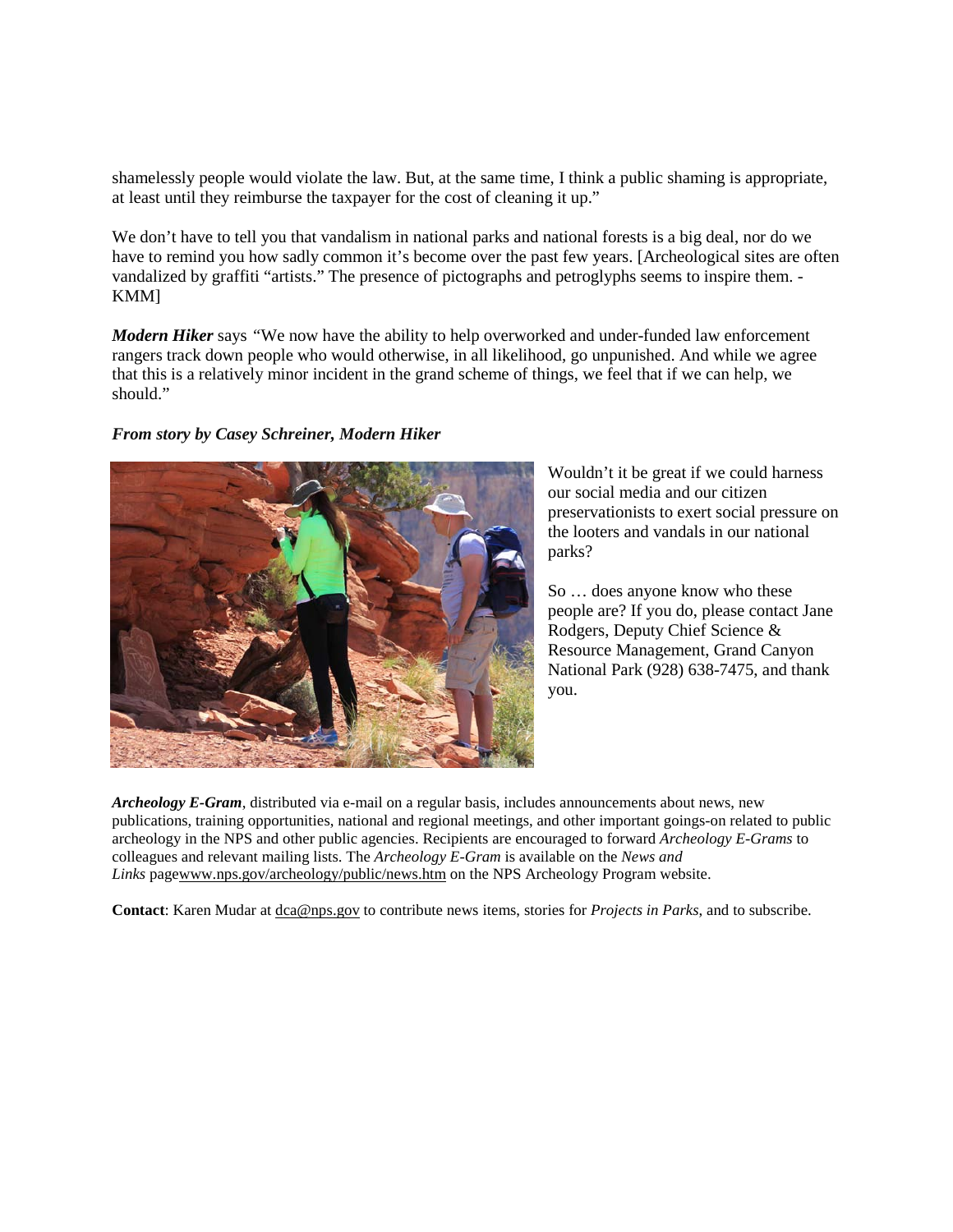shamelessly people would violate the law. But, at the same time, I think a public shaming is appropriate, at least until they reimburse the taxpayer for the cost of cleaning it up."

We don't have to tell you that vandalism in national parks and national forests is a big deal, nor do we have to remind you how sadly common it's become over the past few years. [Archeological sites are often vandalized by graffiti "artists." The presence of pictographs and petroglyphs seems to inspire them. -KMM]

***Modern Hiker*** says "We now have the ability to help overworked and under-funded law enforcement rangers track down people who would otherwise, in all likelihood, go unpunished. And while we agree that this is a relatively minor incident in the grand scheme of things, we feel that if we can help, we should."

***From story by Casey Schreiner, Modern Hiker***

Wouldn't it be great if we could harness our social media and our citizen preservationists to exert social pressure on the looters and vandals in our national parks?

So … does anyone know who these people are? If you do, please contact Jane Rodgers, Deputy Chief Science & Resource Management, Grand Canyon National Park (928) 638-7475, and thank you.

***Archeology E-Gram***, distributed via e-mail on a regular basis, includes announcements about news, new publications, training opportunities, national and regional meetings, and other important goings-on related to public archeology in the NPS and other public agencies. Recipients are encouraged to forward *Archeology E-Grams* to colleagues and relevant mailing lists. The *Archeology E-Gram* is available on the *News and Links* pagewww.nps.gov/archeology/public/news.htm on the NPS Archeology Program website.

**Contact**: Karen Mudar at dca@nps.gov to contribute news items, stories for *Projects in Parks*, and to subscribe.